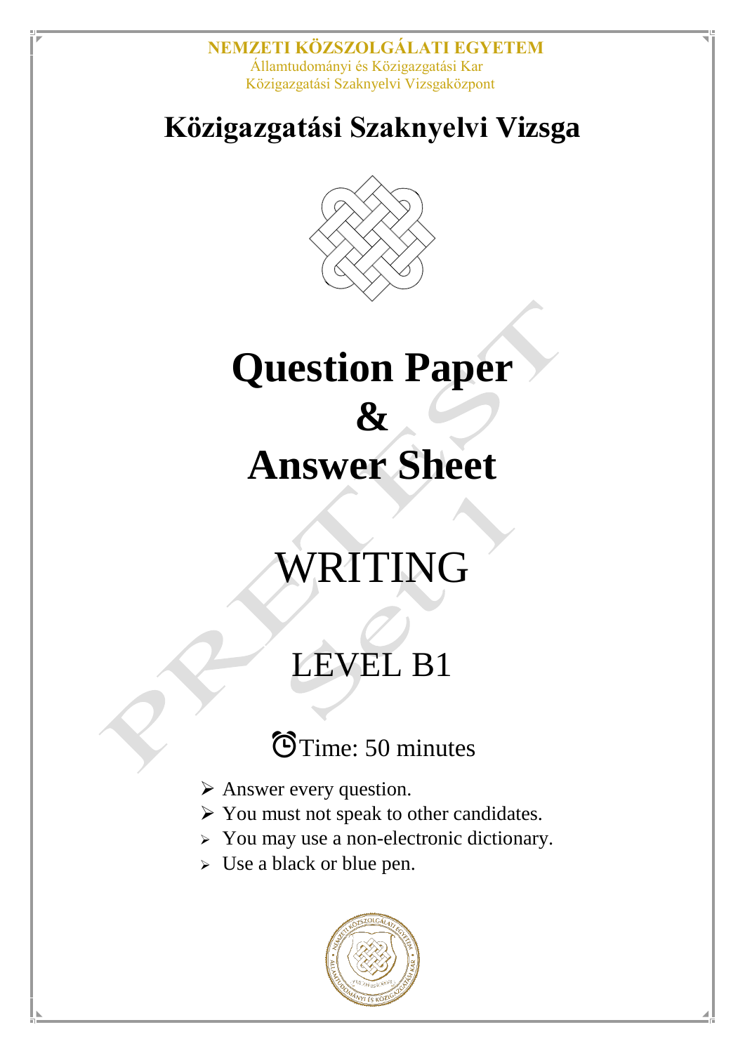NEMZETI KÖZSZOLGÁLATI EGYETEM
Államtudományi és Közigazgatási Kar
Közigazgatási Szaknyelvi Vizsgaközpont

# Közigazgatási Szaknyelvi Vizsga

# Question Paper
# &
# Answer Sheet

# WRITING

## LEVEL B1

Time: 50 minutes

- Answer every question.
- You must not speak to other candidates.
- You may use a non-electronic dictionary.
- Use a black or blue pen.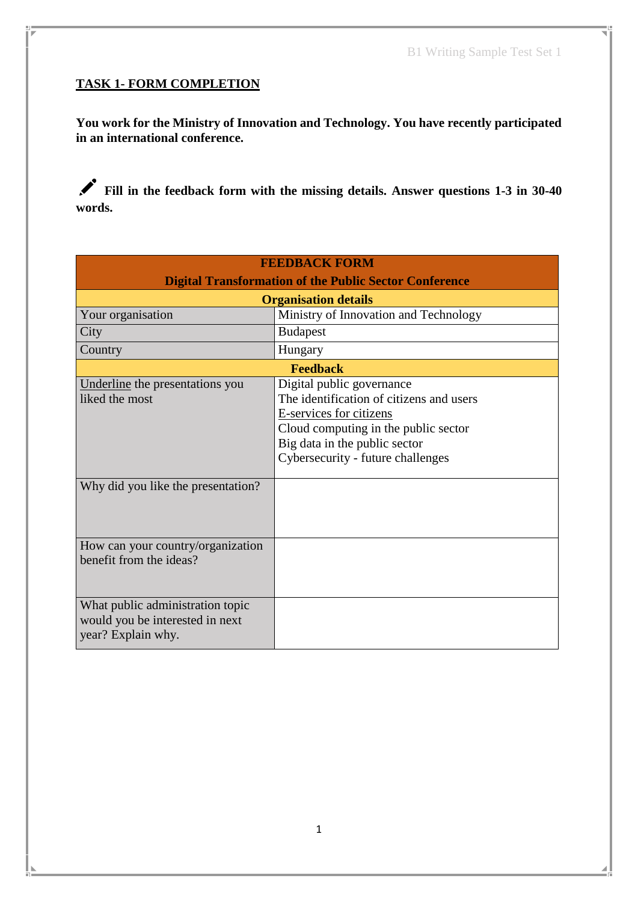**TASK 1- FORM COMPLETION**

**You work for the Ministry of Innovation and Technology. You have recently participated in an international conference.**

✏ **Fill in the feedback form with the missing details. Answer questions 1-3 in 30-40 words.**

| FEEDBACK FORM<br>Digital Transformation of the Public Sector Conference | |
|---|---|
| **Organisation details** | |
| Your organisation | Ministry of Innovation and Technology |
| City | Budapest |
| Country | Hungary |
| **Feedback** | |
| <u>Underline</u> the presentations you liked the most | Digital public governance<br>The identification of citizens and users<br><u>E-services for citizens</u><br>Cloud computing in the public sector<br>Big data in the public sector<br>Cybersecurity - future challenges |
| Why did you like the presentation? | |
| How can your country/organization benefit from the ideas? | |
| What public administration topic would you be interested in next year? Explain why. | |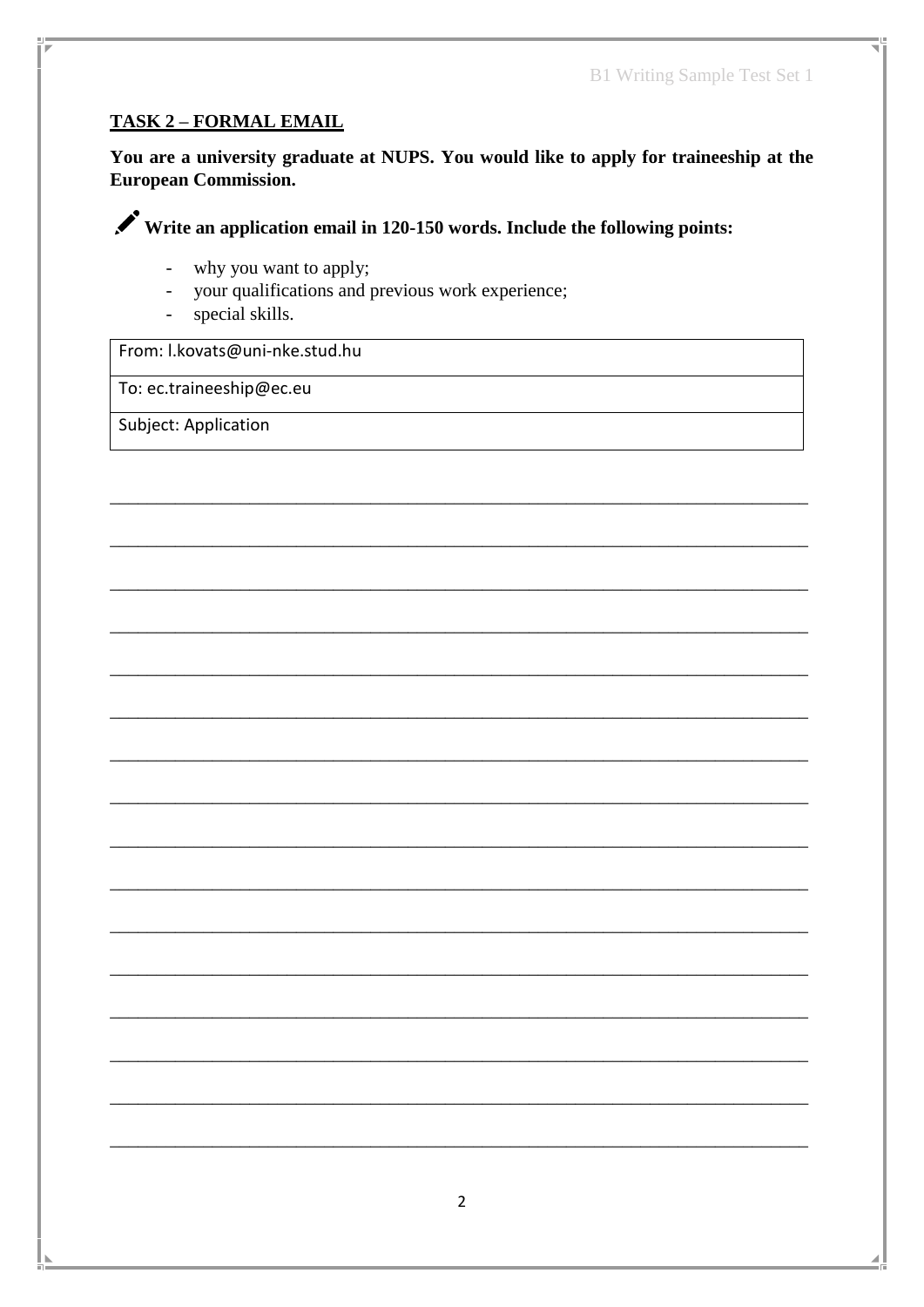## TASK 2 – FORMAL EMAIL

**You are a university graduate at NUPS. You would like to apply for traineeship at the European Commission.**

**Write an application email in 120-150 words. Include the following points:**

- why you want to apply;
- your qualifications and previous work experience;
- special skills.

| From: l.kovats@uni-nke.stud.hu |
|---|
| To: ec.traineeship@ec.eu |
| Subject: Application |

___________________________________________________________________________

___________________________________________________________________________

___________________________________________________________________________

___________________________________________________________________________

___________________________________________________________________________

___________________________________________________________________________

___________________________________________________________________________

___________________________________________________________________________

___________________________________________________________________________

___________________________________________________________________________

___________________________________________________________________________

___________________________________________________________________________

___________________________________________________________________________

___________________________________________________________________________

___________________________________________________________________________

___________________________________________________________________________